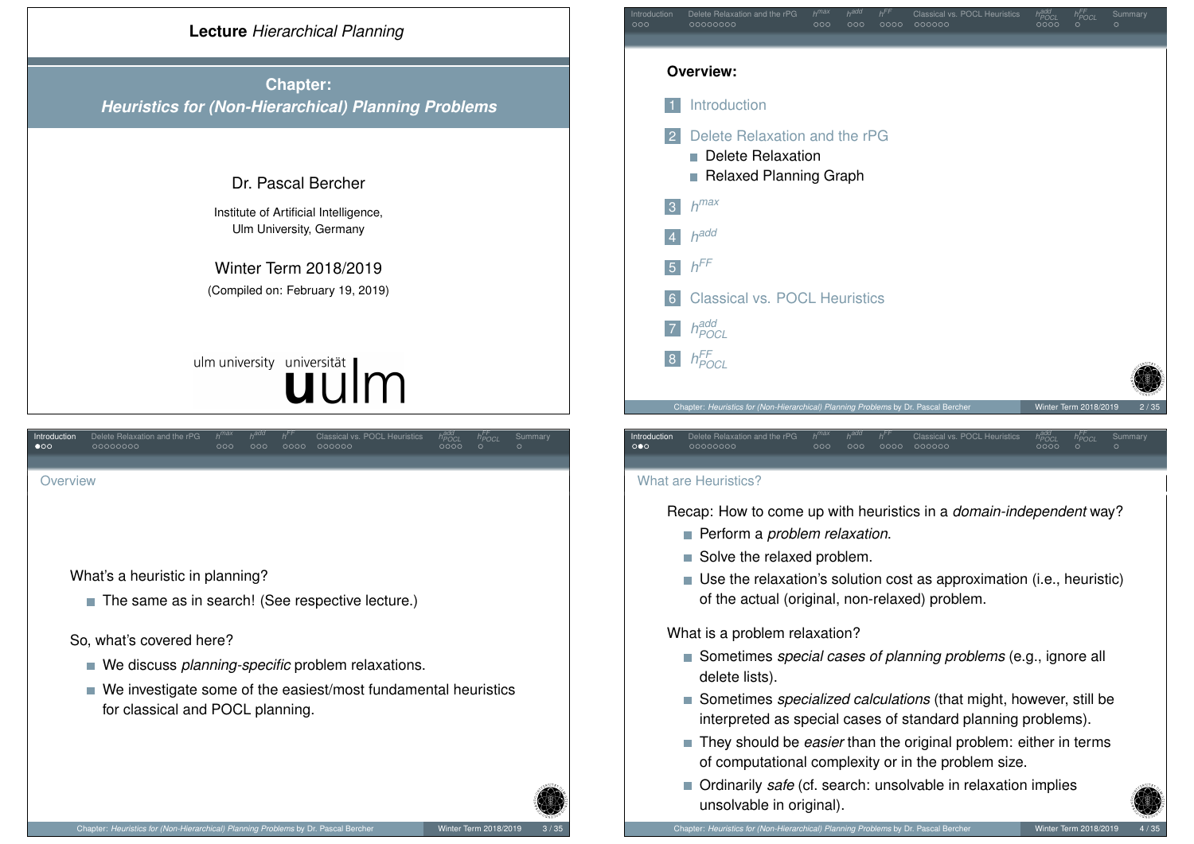# Lecture *Hierarchical Planning*

## Chapter: *Heuristics for (Non-Hierarchical) Planning Problems*

Dr. Pascal Bercher

Institute of Artificial Intelligence,
Ulm University, Germany

Winter Term 2018/2019

(Compiled on: February 19, 2019)

ulm university universität uulm

---

**Overview:**

1. Introduction
2. Delete Relaxation and the rPG
   - Delete Relaxation
   - Relaxed Planning Graph
3. $h^{max}$
4. $h^{add}$
5. $h^{FF}$
6. Classical vs. POCL Heuristics
7. $h^{add}_{POCL}$
8. $h^{FF}_{POCL}$

---

## Overview

What's a heuristic in planning?

- The same as in search! (See respective lecture.)

So, what's covered here?

- We discuss *planning-specific* problem relaxations.
- We investigate some of the easiest/most fundamental heuristics for classical and POCL planning.

---

## What are Heuristics?

Recap: How to come up with heuristics in a *domain-independent* way?

- Perform a *problem relaxation*.
- Solve the relaxed problem.
- Use the relaxation's solution cost as approximation (i.e., heuristic) of the actual (original, non-relaxed) problem.

What is a problem relaxation?

- Sometimes *special cases of planning problems* (e.g., ignore all delete lists).
- Sometimes *specialized calculations* (that might, however, still be interpreted as special cases of standard planning problems).
- They should be *easier* than the original problem: either in terms of computational complexity or in the problem size.
- Ordinarily *safe* (cf. search: unsolvable in relaxation implies unsolvable in original).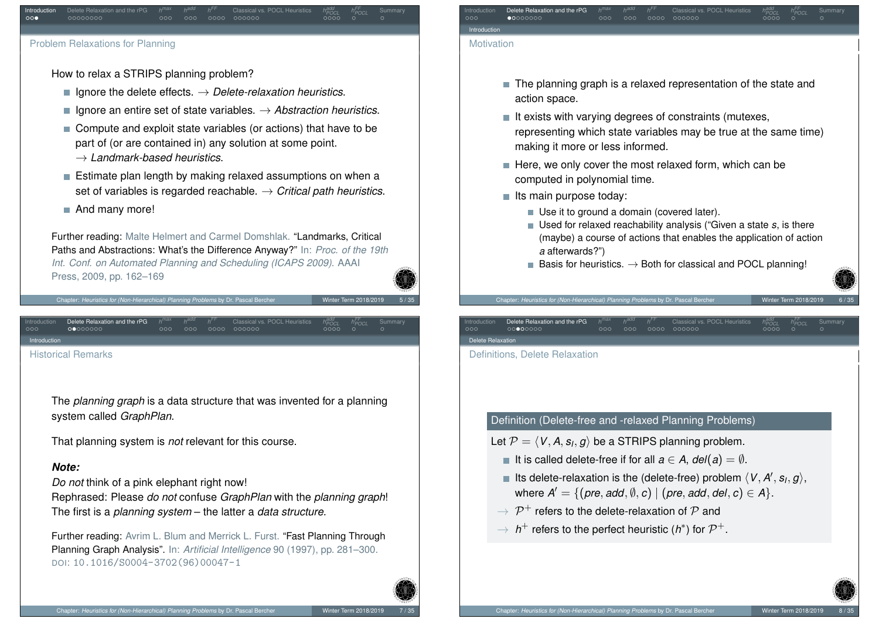## Problem Relaxations for Planning

How to relax a STRIPS planning problem?

- Ignore the delete effects. → *Delete-relaxation heuristics*.
- Ignore an entire set of state variables. → *Abstraction heuristics*.
- Compute and exploit state variables (or actions) that have to be part of (or are contained in) any solution at some point. → *Landmark-based heuristics*.
- Estimate plan length by making relaxed assumptions on when a set of variables is regarded reachable. → *Critical path heuristics*.
- And many more!

Further reading: Malte Helmert and Carmel Domshlak. "Landmarks, Critical Paths and Abstractions: What's the Difference Anyway?" In: *Proc. of the 19th Int. Conf. on Automated Planning and Scheduling (ICAPS 2009)*. AAAI Press, 2009, pp. 162–169

## Motivation

- The planning graph is a relaxed representation of the state and action space.
- It exists with varying degrees of constraints (mutexes, representing which state variables may be true at the same time) making it more or less informed.
- Here, we only cover the most relaxed form, which can be computed in polynomial time.
- Its main purpose today:
  - Use it to ground a domain (covered later).
  - Used for relaxed reachability analysis ("Given a state $s$, is there (maybe) a course of actions that enables the application of action $a$ afterwards?")
  - Basis for heuristics. → Both for classical and POCL planning!

## Historical Remarks

The *planning graph* is a data structure that was invented for a planning system called *GraphPlan*.

That planning system is *not* relevant for this course.

***Note:***
*Do not* think of a pink elephant right now!
Rephrased: Please *do not* confuse *GraphPlan* with the *planning graph*!
The first is a *planning system* – the latter a *data structure*.

Further reading: Avrim L. Blum and Merrick L. Furst. "Fast Planning Through Planning Graph Analysis". In: *Artificial Intelligence* 90 (1997), pp. 281–300. DOI: 10.1016/S0004-3702(96)00047-1

## Definitions, Delete Relaxation

**Definition (Delete-free and -relaxed Planning Problems)**

Let $\mathcal{P} = \langle V, A, s_I, g \rangle$ be a STRIPS planning problem.

- It is called delete-free if for all $a \in A$, $del(a) = \emptyset$.
- Its delete-relaxation is the (delete-free) problem $\langle V, A', s_I, g \rangle$, where $A' = \{(pre, add, \emptyset, c) \mid (pre, add, del, c) \in A\}$.

→ $\mathcal{P}^+$ refers to the delete-relaxation of $\mathcal{P}$ and
→ $h^+$ refers to the perfect heuristic ($h^*$) for $\mathcal{P}^+$.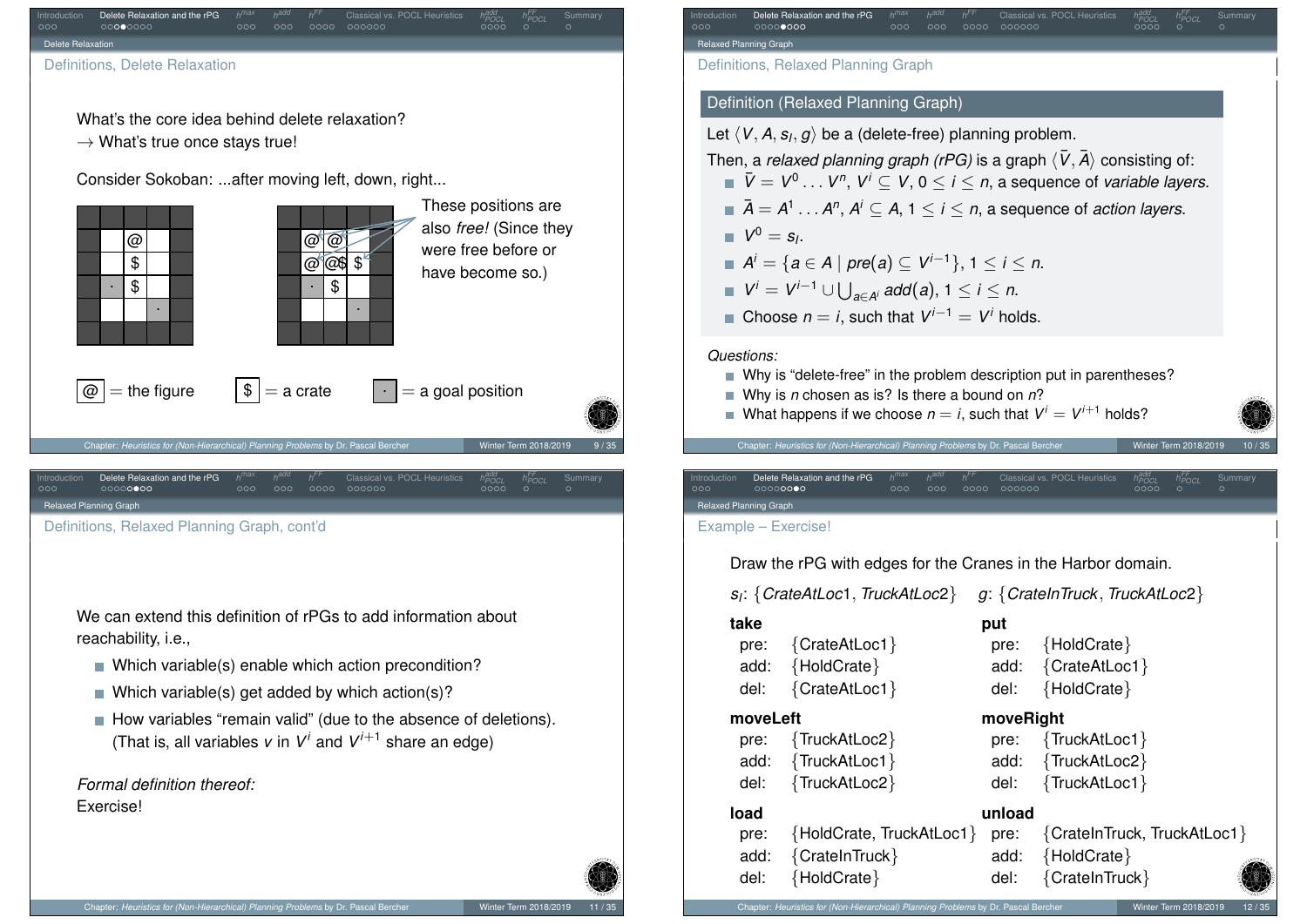## Definitions, Delete Relaxation

What's the core idea behind delete relaxation?
→ What's true once stays true!

Consider Sokoban: ...after moving left, down, right...

These positions are also *free!* (Since they were free before or have become so.)

@ = the figure   $ = a crate   · = a goal position

## Definitions, Relaxed Planning Graph

**Definition (Relaxed Planning Graph)**

Let $\langle V, A, s_I, g\rangle$ be a (delete-free) planning problem.

Then, a *relaxed planning graph (rPG)* is a graph $\langle \bar{V}, \bar{A}\rangle$ consisting of:

- $\bar{V} = V^0 \dots V^n$, $V^i \subseteq V$, $0 \leq i \leq n$, a sequence of *variable layers*.
- $\bar{A} = A^1 \dots A^n$, $A^i \subseteq A$, $1 \leq i \leq n$, a sequence of *action layers*.
- $V^0 = s_I$.
- $A^i = \{a \in A \mid pre(a) \subseteq V^{i-1}\}$, $1 \leq i \leq n$.
- $V^i = V^{i-1} \cup \bigcup_{a \in A^i} add(a)$, $1 \leq i \leq n$.
- Choose $n = i$, such that $V^{i-1} = V^i$ holds.

*Questions:*

- Why is "delete-free" in the problem description put in parentheses?
- Why is $n$ chosen as is? Is there a bound on $n$?
- What happens if we choose $n = i$, such that $V^i = V^{i+1}$ holds?

## Definitions, Relaxed Planning Graph, cont'd

We can extend this definition of rPGs to add information about reachability, i.e.,

- Which variable(s) enable which action precondition?
- Which variable(s) get added by which action(s)?
- How variables "remain valid" (due to the absence of deletions). (That is, all variables $v$ in $V^i$ and $V^{i+1}$ share an edge)

*Formal definition thereof:*
Exercise!

## Example – Exercise!

Draw the rPG with edges for the Cranes in the Harbor domain.

$s_I$: $\{CrateAtLoc1, TruckAtLoc2\}$   $g$: $\{CrateInTruck, TruckAtLoc2\}$

**take**
pre: {CrateAtLoc1}
add: {HoldCrate}
del: {CrateAtLoc1}

**put**
pre: {HoldCrate}
add: {CrateAtLoc1}
del: {HoldCrate}

**moveLeft**
pre: {TruckAtLoc2}
add: {TruckAtLoc1}
del: {TruckAtLoc2}

**moveRight**
pre: {TruckAtLoc1}
add: {TruckAtLoc2}
del: {TruckAtLoc1}

**load**
pre: {HoldCrate, TruckAtLoc1}
add: {CrateInTruck}
del: {HoldCrate}

**unload**
pre: {CrateInTruck, TruckAtLoc1}
add: {HoldCrate}
del: {CrateInTruck}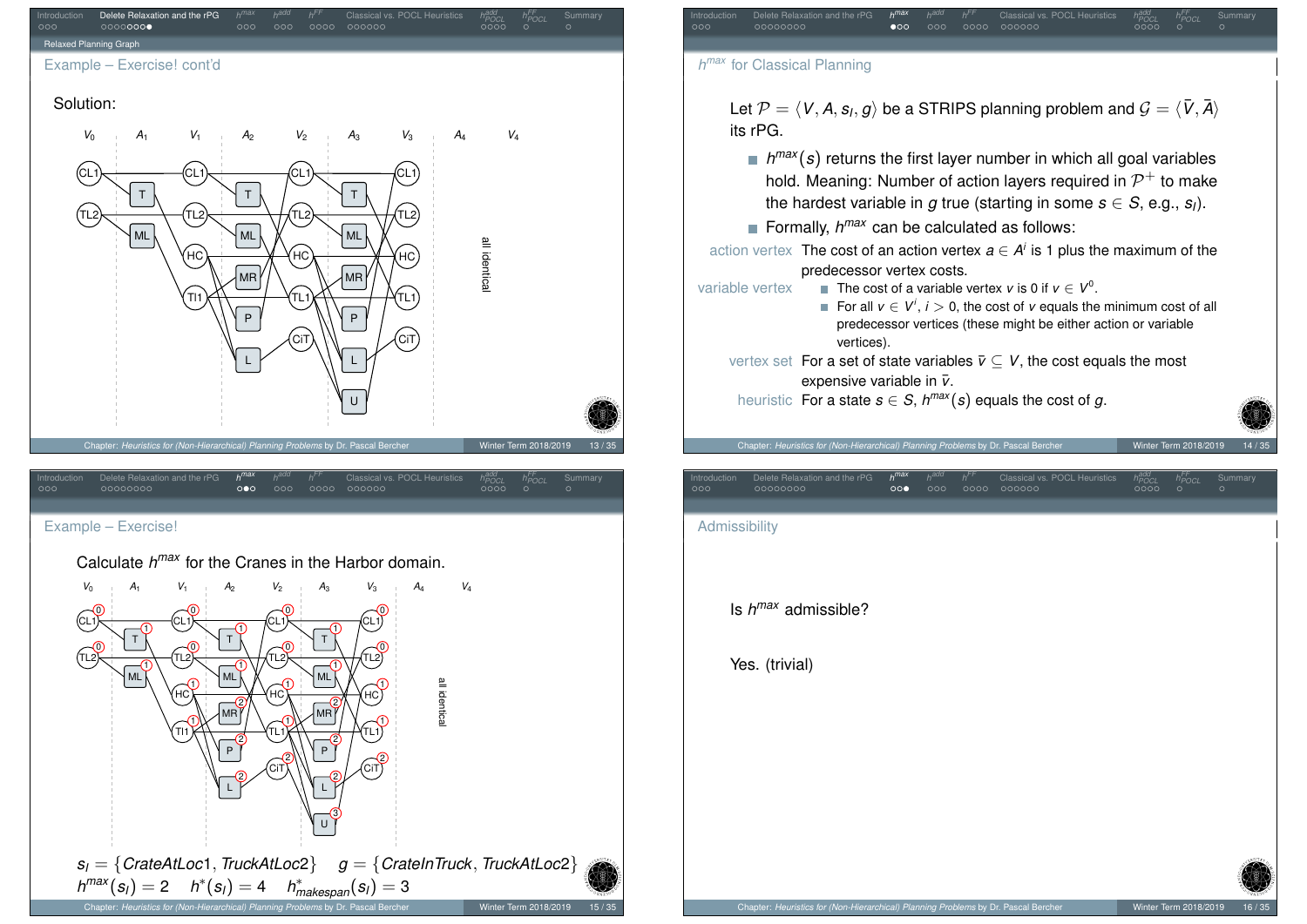## Example – Exercise! cont'd

Solution:

$V_0$ $A_1$ $V_1$ $A_2$ $V_2$ $A_3$ $V_3$ $A_4$ $V_4$

all identical

## $h^{max}$ for Classical Planning

Let $\mathcal{P} = \langle V, A, s_I, g \rangle$ be a STRIPS planning problem and $\mathcal{G} = \langle \bar{V}, \bar{A} \rangle$ its rPG.

- $h^{max}(s)$ returns the first layer number in which all goal variables hold. Meaning: Number of action layers required in $\mathcal{P}^+$ to make the hardest variable in $g$ true (starting in some $s \in S$, e.g., $s_I$).
- Formally, $h^{max}$ can be calculated as follows:

**action vertex** The cost of an action vertex $a \in A^i$ is 1 plus the maximum of the predecessor vertex costs.

**variable vertex**
- The cost of a variable vertex $v$ is 0 if $v \in V^0$.
- For all $v \in V^i$, $i > 0$, the cost of $v$ equals the minimum cost of all predecessor vertices (these might be either action or variable vertices).

**vertex set** For a set of state variables $\bar{v} \subseteq V$, the cost equals the most expensive variable in $\bar{v}$.

**heuristic** For a state $s \in S$, $h^{max}(s)$ equals the cost of $g$.

## Example – Exercise!

Calculate $h^{max}$ for the Cranes in the Harbor domain.

$s_I = \{CrateAtLoc1, TruckAtLoc2\}$ $g = \{CrateInTruck, TruckAtLoc2\}$

$h^{max}(s_I) = 2$ $h^*(s_I) = 4$ $h^*_{makespan}(s_I) = 3$

## Admissibility

Is $h^{max}$ admissible?

Yes. (trivial)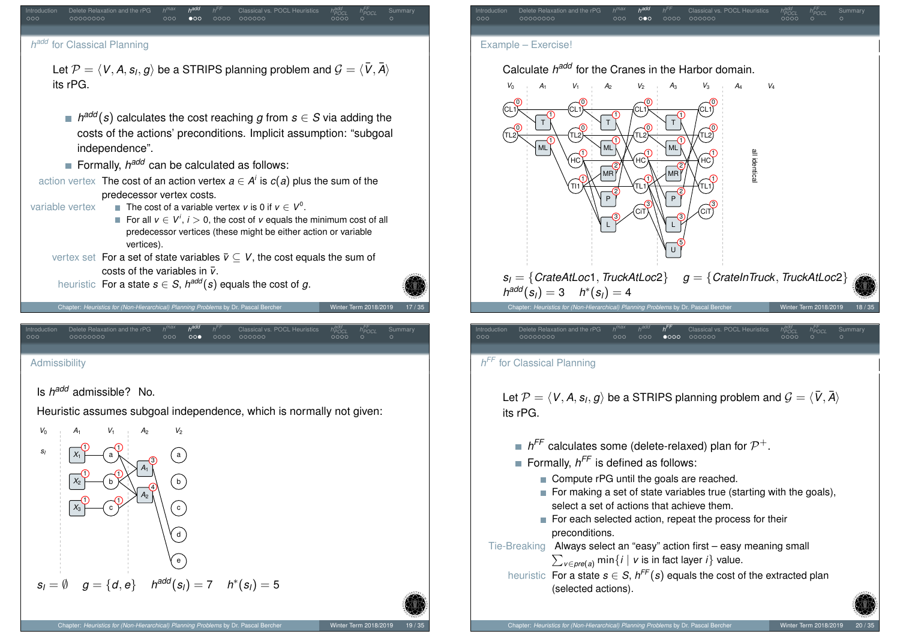## $h^{add}$ for Classical Planning

Let $\mathcal{P} = \langle V, A, s_I, g\rangle$ be a STRIPS planning problem and $\mathcal{G} = \langle \bar{V}, \bar{A}\rangle$ its rPG.

- $h^{add}(s)$ calculates the cost reaching $g$ from $s \in S$ via adding the costs of the actions' preconditions. Implicit assumption: "subgoal independence".
- Formally, $h^{add}$ can be calculated as follows:

**action vertex** The cost of an action vertex $a \in A^i$ is $c(a)$ plus the sum of the predecessor vertex costs.

**variable vertex**
- The cost of a variable vertex $v$ is 0 if $v \in V^0$.
- For all $v \in V^i$, $i > 0$, the cost of $v$ equals the minimum cost of all predecessor vertices (these might be either action or variable vertices).

**vertex set** For a set of state variables $\bar{v} \subseteq V$, the cost equals the sum of costs of the variables in $\bar{v}$.

**heuristic** For a state $s \in S$, $h^{add}(s)$ equals the cost of $g$.

## Example – Exercise!

Calculate $h^{add}$ for the Cranes in the Harbor domain.

$s_I = \{CrateAtLoc1, TruckAtLoc2\}$ $\quad g = \{CrateInTruck, TruckAtLoc2\}$

$h^{add}(s_I) = 3 \quad h^*(s_I) = 4$

## Admissibility

Is $h^{add}$ admissible? No.

Heuristic assumes subgoal independence, which is normally not given:

$s_I = \emptyset \quad g = \{d, e\} \quad h^{add}(s_I) = 7 \quad h^*(s_I) = 5$

## $h^{FF}$ for Classical Planning

Let $\mathcal{P} = \langle V, A, s_I, g\rangle$ be a STRIPS planning problem and $\mathcal{G} = \langle \bar{V}, \bar{A}\rangle$ its rPG.

- $h^{FF}$ calculates some (delete-relaxed) plan for $\mathcal{P}^+$.
- Formally, $h^{FF}$ is defined as follows:
  - Compute rPG until the goals are reached.
  - For making a set of state variables true (starting with the goals), select a set of actions that achieve them.
  - For each selected action, repeat the process for their preconditions.

**Tie-Breaking** Always select an "easy" action first – easy meaning small $\sum_{v \in pre(a)} \min\{i \mid v \text{ is in fact layer } i\}$ value.

**heuristic** For a state $s \in S$, $h^{FF}(s)$ equals the cost of the extracted plan (selected actions).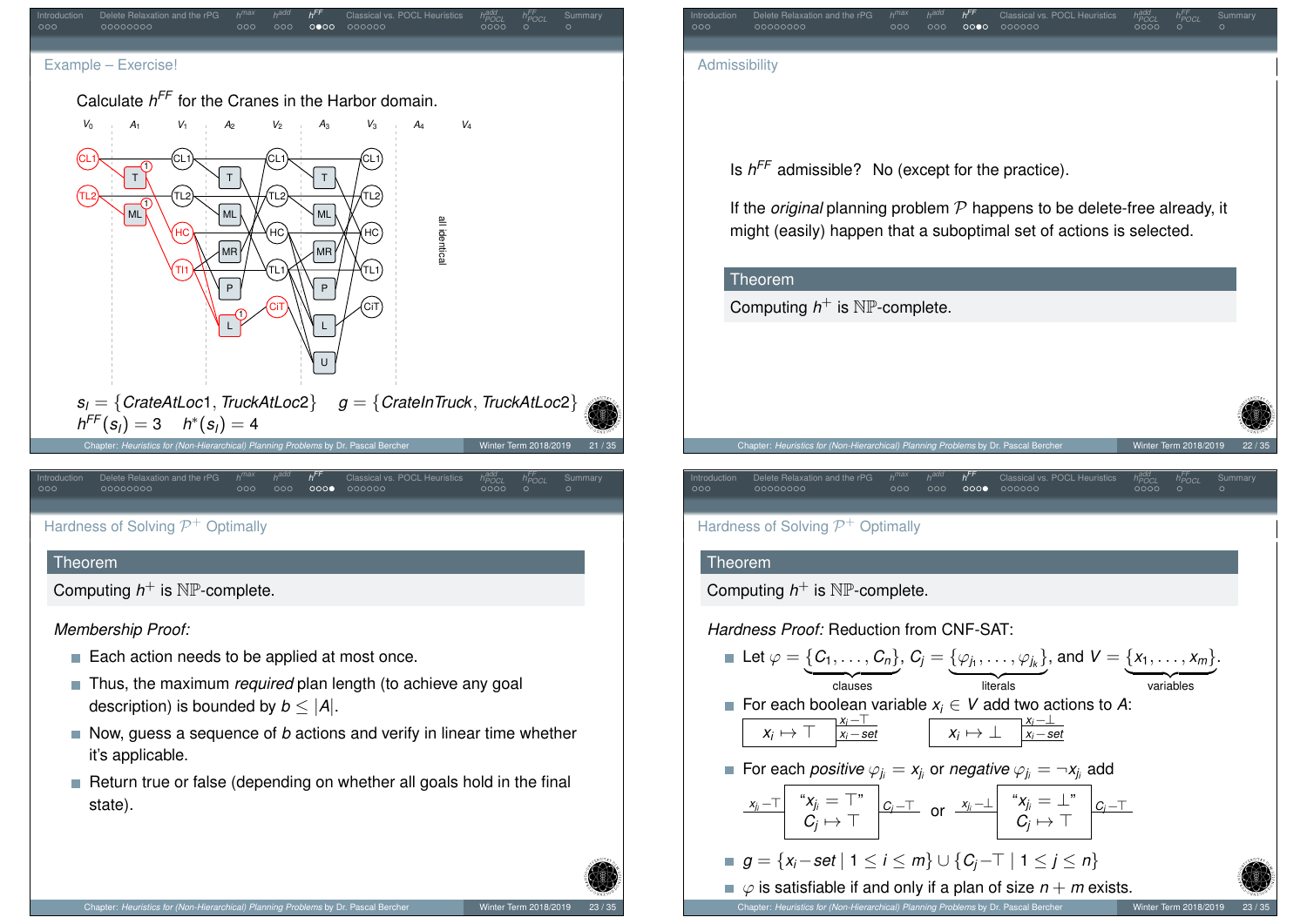## Example – Exercise!

Calculate $h^{FF}$ for the Cranes in the Harbor domain.

$V_0$ $A_1$ $V_1$ $A_2$ $V_2$ $A_3$ $V_3$ $A_4$ $V_4$

CL1, TL2 | T, ML | CL1, TL2, HC, TI1 | T, ML, MR, P, L | CL1, TL2, HC, TL1, CIT | T, ML, MR, P, L, U | CL1, TL2, HC, TL1, CiT — all identical

$s_I = \{CrateAtLoc1, TruckAtLoc2\}$  $g = \{CrateInTruck, TruckAtLoc2\}$

$h^{FF}(s_I) = 3$  $h^*(s_I) = 4$

## Admissibility

Is $h^{FF}$ admissible? No (except for the practice).

If the *original* planning problem $\mathcal{P}$ happens to be delete-free already, it might (easily) happen that a suboptimal set of actions is selected.

**Theorem**

Computing $h^+$ is $\mathbb{NP}$-complete.

## Hardness of Solving $\mathcal{P}^+$ Optimally

**Theorem**

Computing $h^+$ is $\mathbb{NP}$-complete.

*Membership Proof:*

- Each action needs to be applied at most once.
- Thus, the maximum *required* plan length (to achieve any goal description) is bounded by $b \leq |A|$.
- Now, guess a sequence of $b$ actions and verify in linear time whether it's applicable.
- Return true or false (depending on whether all goals hold in the final state).

## Hardness of Solving $\mathcal{P}^+$ Optimally

**Theorem**

Computing $h^+$ is $\mathbb{NP}$-complete.

*Hardness Proof:* Reduction from CNF-SAT:

- Let $\varphi = \underbrace{\{C_1, \ldots, C_n\}}_{\text{clauses}}$, $C_j = \underbrace{\{\varphi_{j_1}, \ldots, \varphi_{j_k}\}}_{\text{literals}}$, and $V = \underbrace{\{x_1, \ldots, x_m\}}_{\text{variables}}$.
- For each boolean variable $x_i \in V$ add two actions to $A$:
  $x_i \mapsto \top$ with effects $x_i - \top$, $x_i - set$; $x_i \mapsto \bot$ with effects $x_i - \bot$, $x_i - set$
- For each *positive* $\varphi_{j_i} = x_{j_i}$ or *negative* $\varphi_{j_i} = \neg x_{j_i}$ add
  "$x_{j_i} = \top$" $C_j \mapsto \top$ with precondition $x_{j_i} - \top$ and effect $C_j - \top$, or "$x_{j_i} = \bot$" $C_j \mapsto \top$ with precondition $x_{j_i} - \bot$ and effect $C_j - \top$
- $g = \{x_i - set \mid 1 \leq i \leq m\} \cup \{C_j - \top \mid 1 \leq j \leq n\}$
- $\varphi$ is satisfiable if and only if a plan of size $n + m$ exists.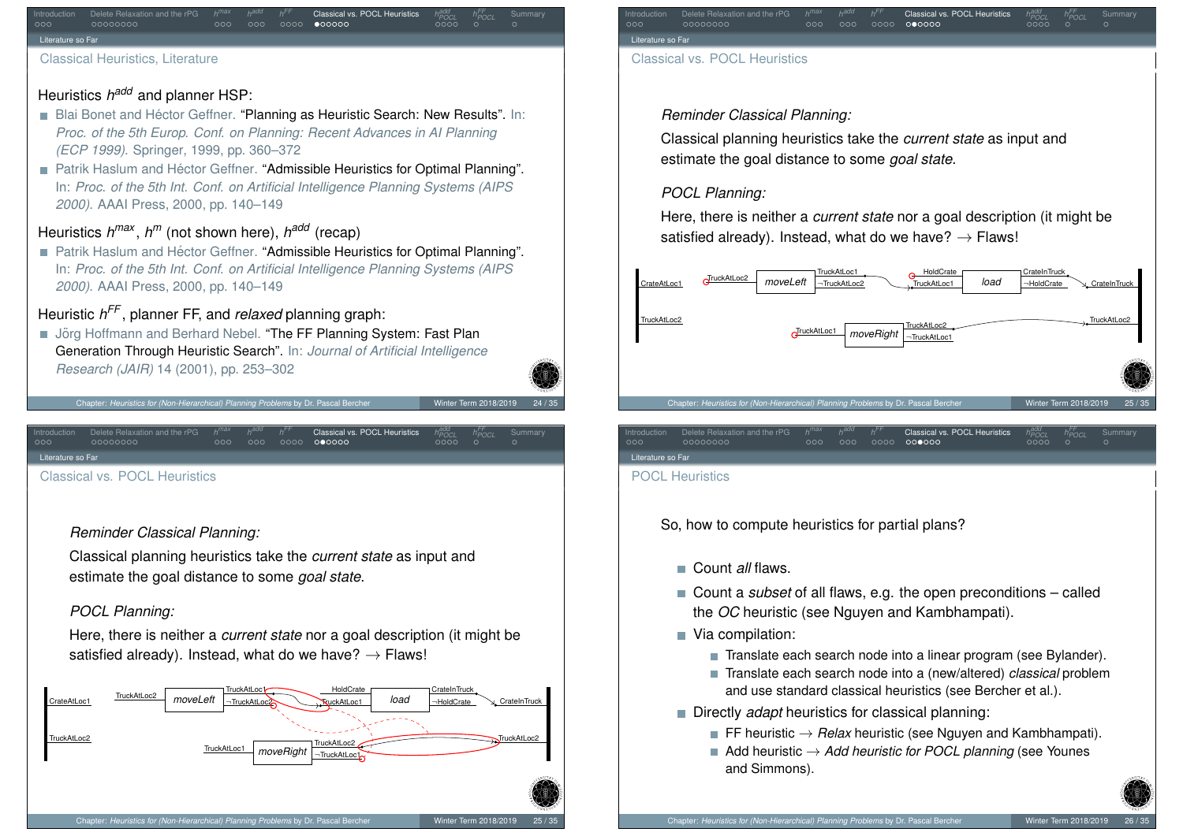## Classical Heuristics, Literature

Heuristics $h^{add}$ and planner HSP:

- Blai Bonet and Héctor Geffner. "Planning as Heuristic Search: New Results". In: *Proc. of the 5th Europ. Conf. on Planning: Recent Advances in AI Planning (ECP 1999)*. Springer, 1999, pp. 360–372
- Patrik Haslum and Héctor Geffner. "Admissible Heuristics for Optimal Planning". In: *Proc. of the 5th Int. Conf. on Artificial Intelligence Planning Systems (AIPS 2000)*. AAAI Press, 2000, pp. 140–149

Heuristics $h^{max}$, $h^{m}$ (not shown here), $h^{add}$ (recap)

- Patrik Haslum and Héctor Geffner. "Admissible Heuristics for Optimal Planning". In: *Proc. of the 5th Int. Conf. on Artificial Intelligence Planning Systems (AIPS 2000)*. AAAI Press, 2000, pp. 140–149

Heuristic $h^{FF}$, planner FF, and *relaxed* planning graph:

- Jörg Hoffmann and Berhard Nebel. "The FF Planning System: Fast Plan Generation Through Heuristic Search". In: *Journal of Artificial Intelligence Research (JAIR)* 14 (2001), pp. 253–302

## Classical vs. POCL Heuristics

*Reminder Classical Planning:*

Classical planning heuristics take the *current state* as input and estimate the goal distance to some *goal state*.

*POCL Planning:*

Here, there is neither a *current state* nor a goal description (it might be satisfied already). Instead, what do we have? → Flaws!

CrateAtLoc1, TruckAtLoc2 | TruckAtLoc2 → *moveLeft* → TruckAtLoc1, ¬TruckAtLoc2 | HoldCrate, TruckAtLoc1 → *load* → CrateInTruck, ¬HoldCrate | CrateInTruck, TruckAtLoc2 | TruckAtLoc1 → *moveRight* → TruckAtLoc2, ¬TruckAtLoc1

## Classical vs. POCL Heuristics

*Reminder Classical Planning:*

Classical planning heuristics take the *current state* as input and estimate the goal distance to some *goal state*.

*POCL Planning:*

Here, there is neither a *current state* nor a goal description (it might be satisfied already). Instead, what do we have? → Flaws!

CrateAtLoc1, TruckAtLoc2 | TruckAtLoc2 → *moveLeft* → TruckAtLoc1, ¬TruckAtLoc2 | HoldCrate, TruckAtLoc1 → *load* → CrateInTruck, ¬HoldCrate | CrateInTruck, TruckAtLoc2 | TruckAtLoc1 → *moveRight* → TruckAtLoc2, ¬TruckAtLoc1

## POCL Heuristics

So, how to compute heuristics for partial plans?

- Count *all* flaws.
- Count a *subset* of all flaws, e.g. the open preconditions – called the *OC* heuristic (see Nguyen and Kambhampati).
- Via compilation:
  - Translate each search node into a linear program (see Bylander).
  - Translate each search node into a (new/altered) *classical* problem and use standard classical heuristics (see Bercher et al.).
- Directly *adapt* heuristics for classical planning:
  - FF heuristic → *Relax* heuristic (see Nguyen and Kambhampati).
  - Add heuristic → *Add heuristic for POCL planning* (see Younes and Simmons).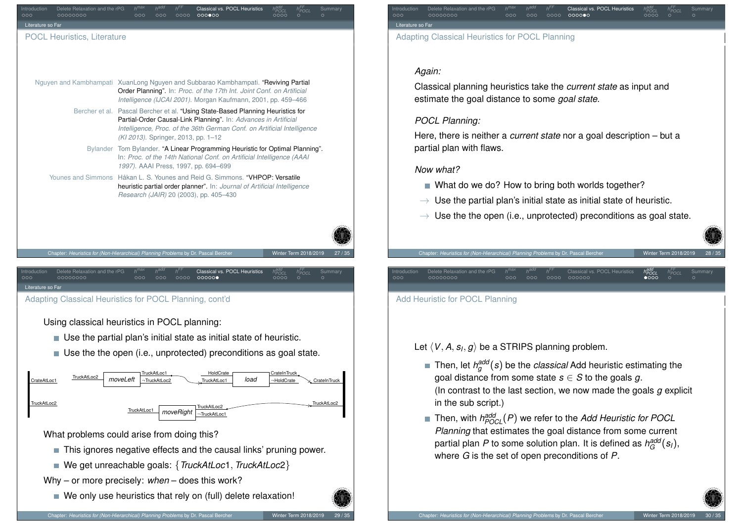## POCL Heuristics, Literature

Nguyen and Kambhampati — XuanLong Nguyen and Subbarao Kambhampati. "Reviving Partial Order Planning". In: *Proc. of the 17th Int. Joint Conf. on Artificial Intelligence (IJCAI 2001)*. Morgan Kaufmann, 2001, pp. 459–466

Bercher et al. — Pascal Bercher et al. "Using State-Based Planning Heuristics for Partial-Order Causal-Link Planning". In: *Advances in Artificial Intelligence, Proc. of the 36th German Conf. on Artificial Intelligence (KI 2013)*. Springer, 2013, pp. 1–12

Bylander — Tom Bylander. "A Linear Programming Heuristic for Optimal Planning". In: *Proc. of the 14th National Conf. on Artificial Intelligence (AAAI 1997)*. AAAI Press, 1997, pp. 694–699

Younes and Simmons — Håkan L. S. Younes and Reid G. Simmons. "VHPOP: Versatile heuristic partial order planner". In: *Journal of Artificial Intelligence Research (JAIR)* 20 (2003), pp. 405–430

## Adapting Classical Heuristics for POCL Planning

*Again:*

Classical planning heuristics take the *current state* as input and estimate the goal distance to some *goal state*.

*POCL Planning:*

Here, there is neither a *current state* nor a goal description – but a partial plan with flaws.

*Now what?*

- What do we do? How to bring both worlds together?
- → Use the partial plan's initial state as initial state of heuristic.
- → Use the the open (i.e., unprotected) preconditions as goal state.

## Adapting Classical Heuristics for POCL Planning, cont'd

Using classical heuristics in POCL planning:

- Use the partial plan's initial state as initial state of heuristic.
- Use the the open (i.e., unprotected) preconditions as goal state.

What problems could arise from doing this?

- This ignores negative effects and the causal links' pruning power.
- We get unreachable goals: $\{TruckAtLoc1, TruckAtLoc2\}$

Why – or more precisely: *when* – does this work?

- We only use heuristics that rely on (full) delete relaxation!

## Add Heuristic for POCL Planning

Let $\langle V, A, s_I, g\rangle$ be a STRIPS planning problem.

- Then, let $h_g^{add}(s)$ be the *classical* Add heuristic estimating the goal distance from some state $s \in S$ to the goals $g$. (In contrast to the last section, we now made the goals $g$ explicit in the sub script.)
- Then, with $h_{POCL}^{add}(P)$ we refer to the *Add Heuristic for POCL Planning* that estimates the goal distance from some current partial plan $P$ to some solution plan. It is defined as $h_G^{add}(s_I)$, where $G$ is the set of open preconditions of $P$.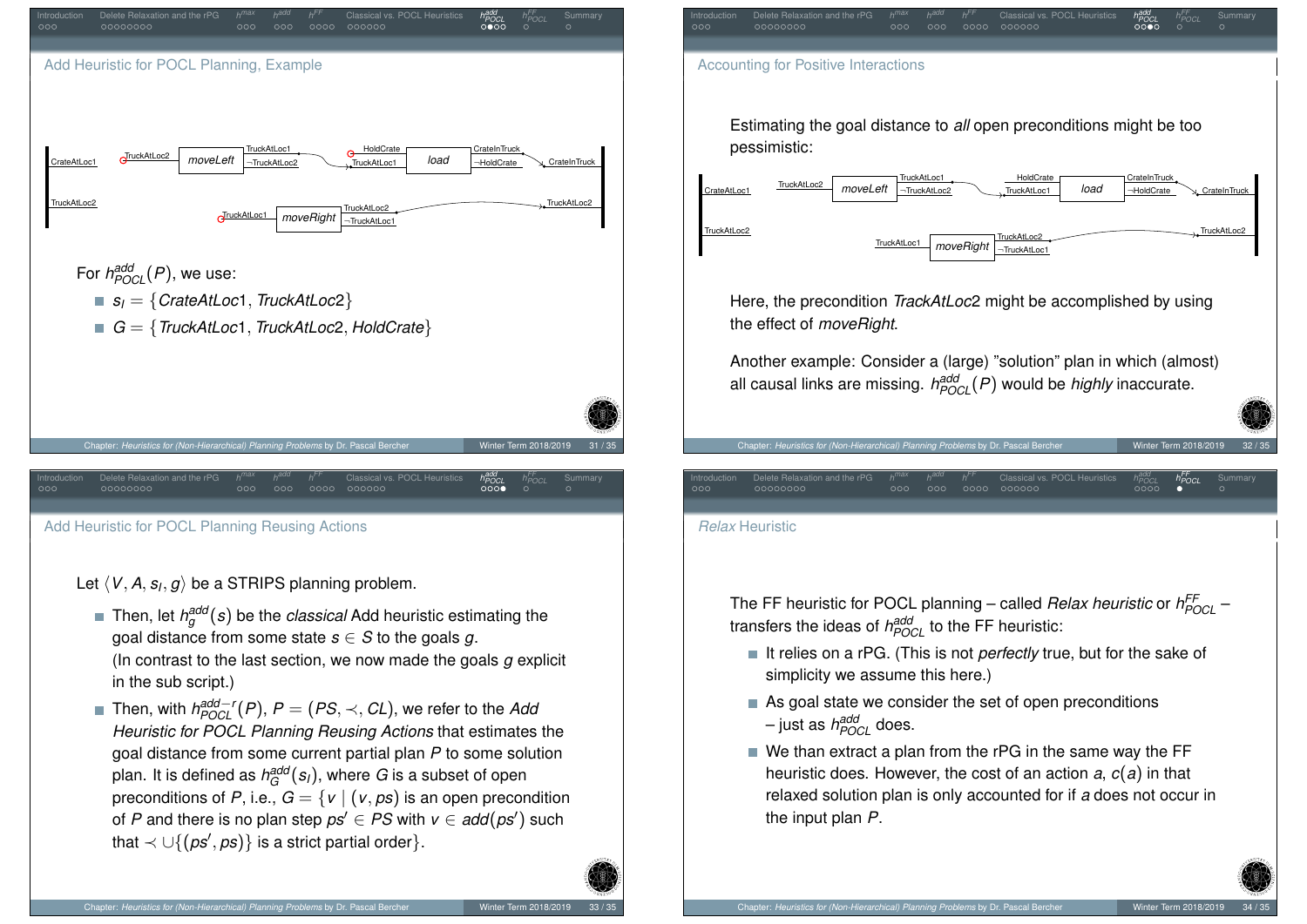## Add Heuristic for POCL Planning, Example

For $h^{add}_{POCL}(P)$, we use:

- $s_I = \{CrateAtLoc1, TruckAtLoc2\}$
- $G = \{TruckAtLoc1, TruckAtLoc2, HoldCrate\}$

## Accounting for Positive Interactions

Estimating the goal distance to *all* open preconditions might be too pessimistic:

Here, the precondition *TrackAtLoc2* might be accomplished by using the effect of *moveRight*.

Another example: Consider a (large) "solution" plan in which (almost) all causal links are missing. $h^{add}_{POCL}(P)$ would be *highly* inaccurate.

## Add Heuristic for POCL Planning Reusing Actions

Let $\langle V, A, s_I, g\rangle$ be a STRIPS planning problem.

- Then, let $h^{add}_g(s)$ be the *classical* Add heuristic estimating the goal distance from some state $s \in S$ to the goals $g$. (In contrast to the last section, we now made the goals $g$ explicit in the sub script.)
- Then, with $h^{add-r}_{POCL}(P)$, $P = (PS, \prec, CL)$, we refer to the *Add Heuristic for POCL Planning Reusing Actions* that estimates the goal distance from some current partial plan $P$ to some solution plan. It is defined as $h^{add}_G(s_I)$, where $G$ is a subset of open preconditions of $P$, i.e., $G = \{v \mid (v, ps)$ is an open precondition of $P$ and there is no plan step $ps' \in PS$ with $v \in add(ps')$ such that $\prec \cup \{(ps', ps)\}$ is a strict partial order$\}$.

## *Relax* Heuristic

The FF heuristic for POCL planning – called *Relax heuristic* or $h^{FF}_{POCL}$ – transfers the ideas of $h^{add}_{POCL}$ to the FF heuristic:

- It relies on a rPG. (This is not *perfectly* true, but for the sake of simplicity we assume this here.)
- As goal state we consider the set of open preconditions – just as $h^{add}_{POCL}$ does.
- We than extract a plan from the rPG in the same way the FF heuristic does. However, the cost of an action $a$, $c(a)$ in that relaxed solution plan is only accounted for if $a$ does not occur in the input plan $P$.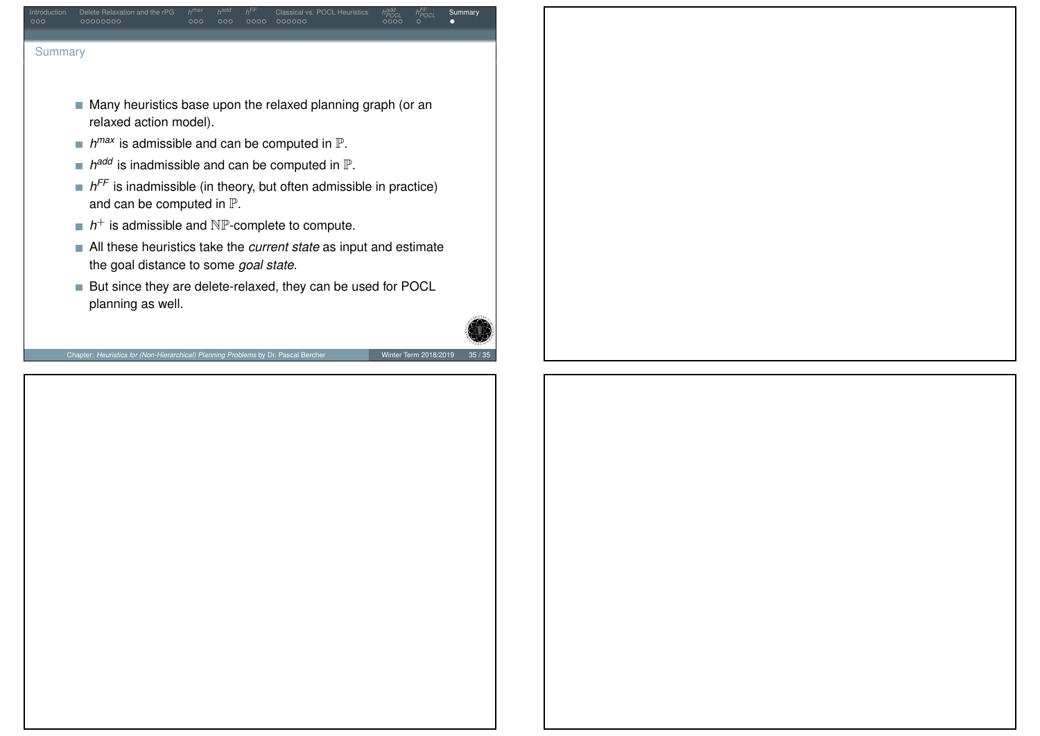## Summary

- Many heuristics base upon the relaxed planning graph (or an relaxed action model).
- $h^{max}$ is admissible and can be computed in $\mathbb{P}$.
- $h^{add}$ is inadmissible and can be computed in $\mathbb{P}$.
- $h^{FF}$ is inadmissible (in theory, but often admissible in practice) and can be computed in $\mathbb{P}$.
- $h^{+}$ is admissible and $\mathbb{NP}$-complete to compute.
- All these heuristics take the *current state* as input and estimate the goal distance to some *goal state*.
- But since they are delete-relaxed, they can be used for POCL planning as well.